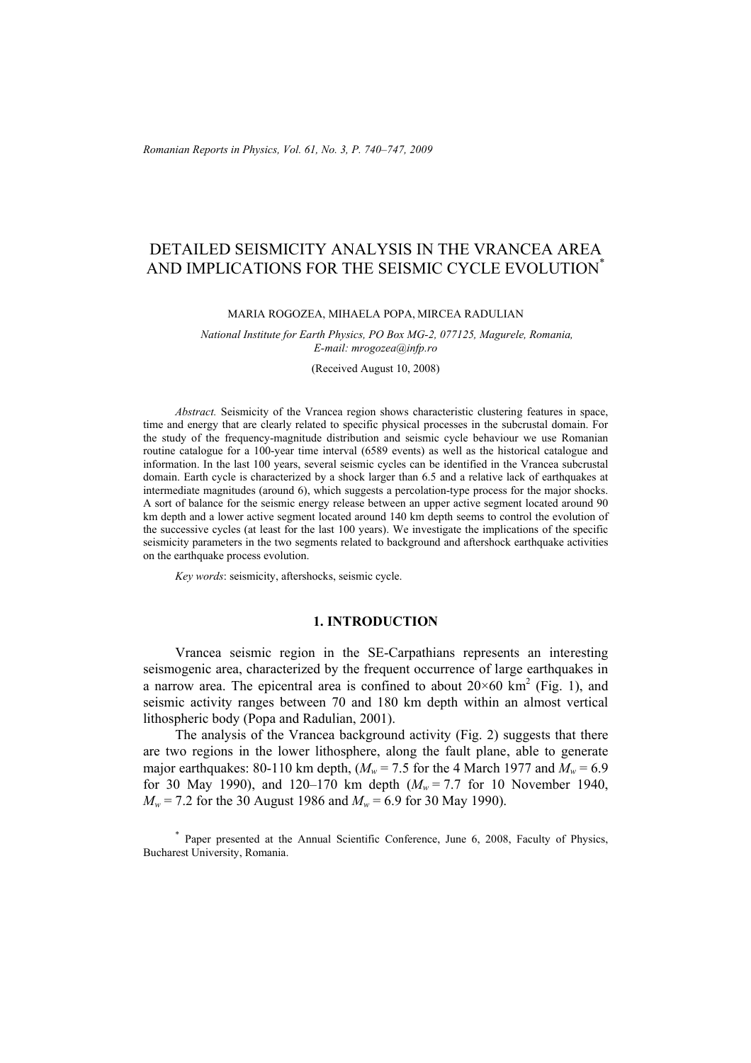# DETAILED SEISMICITY ANALYSIS IN THE VRANCEA AREA AND IMPLICATIONS FOR THE SEISMIC CYCLE EVOLUTION[*]

MARIA ROGOZEA, MIHAELA POPA, MIRCEA RADULIAN

*National Institute for Earth Physics, PO Box MG-2, 077125, Magurele, Romania,*
*E-mail: mrogozea@infp.ro*

(Received August 10, 2008)

*Abstract.* Seismicity of the Vrancea region shows characteristic clustering features in space, time and energy that are clearly related to specific physical processes in the subcrustal domain. For the study of the frequency-magnitude distribution and seismic cycle behaviour we use Romanian routine catalogue for a 100-year time interval (6589 events) as well as the historical catalogue and information. In the last 100 years, several seismic cycles can be identified in the Vrancea subcrustal domain. Earth cycle is characterized by a shock larger than 6.5 and a relative lack of earthquakes at intermediate magnitudes (around 6), which suggests a percolation-type process for the major shocks. A sort of balance for the seismic energy release between an upper active segment located around 90 km depth and a lower active segment located around 140 km depth seems to control the evolution of the successive cycles (at least for the last 100 years). We investigate the implications of the specific seismicity parameters in the two segments related to background and aftershock earthquake activities on the earthquake process evolution.

*Key words*: seismicity, aftershocks, seismic cycle.

## 1. INTRODUCTION

Vrancea seismic region in the SE-Carpathians represents an interesting seismogenic area, characterized by the frequent occurrence of large earthquakes in a narrow area. The epicentral area is confined to about $20 \times 60$ km$^2$ (Fig. 1), and seismic activity ranges between 70 and 180 km depth within an almost vertical lithospheric body (Popa and Radulian, 2001).

The analysis of the Vrancea background activity (Fig. 2) suggests that there are two regions in the lower lithosphere, along the fault plane, able to generate major earthquakes: 80-110 km depth, ($M_w = 7.5$ for the 4 March 1977 and $M_w = 6.9$ for 30 May 1990), and 120–170 km depth ($M_w = 7.7$ for 10 November 1940, $M_w = 7.2$ for the 30 August 1986 and $M_w = 6.9$ for 30 May 1990).

[*] Paper presented at the Annual Scientific Conference, June 6, 2008, Faculty of Physics, Bucharest University, Romania.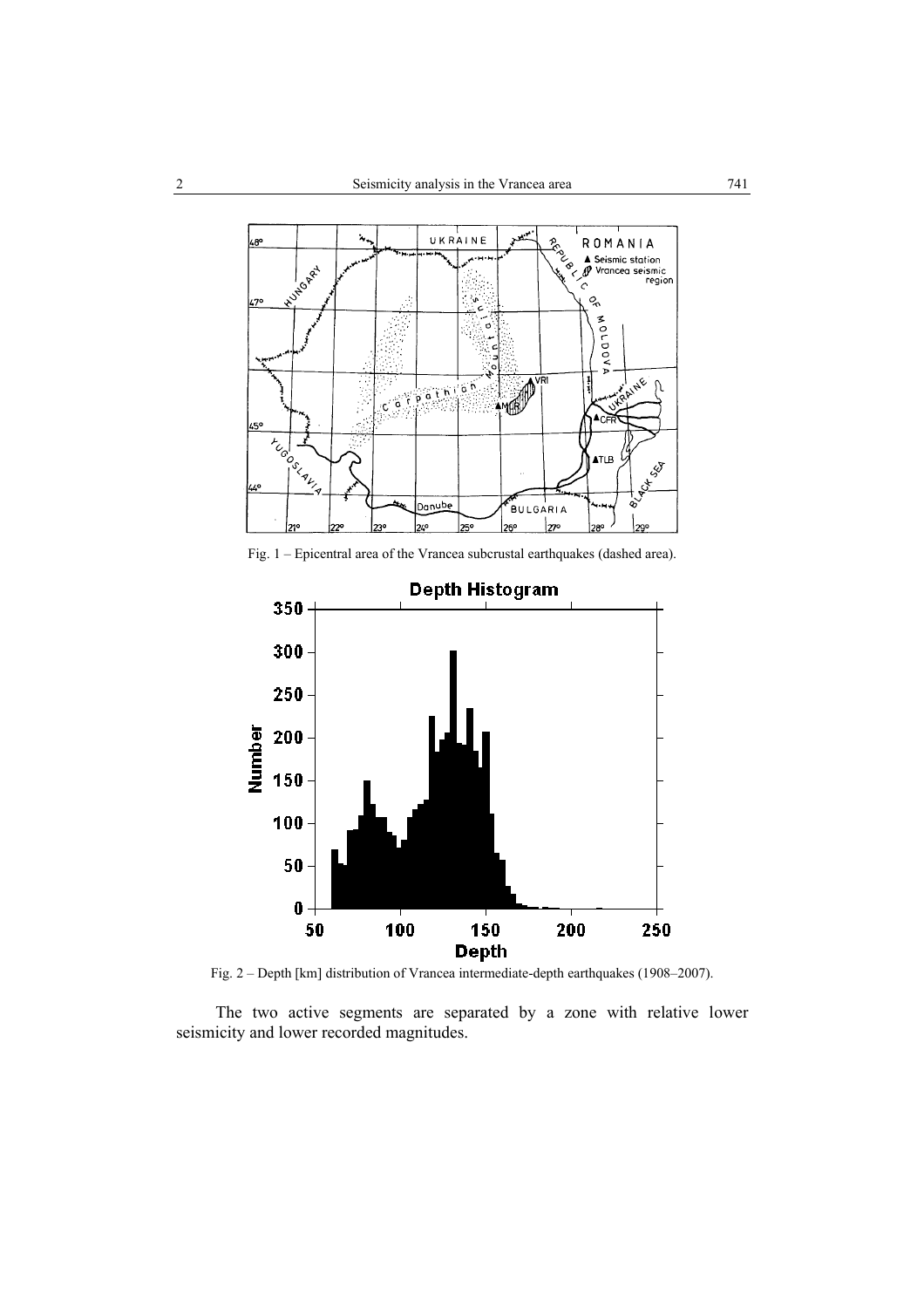Fig. 1 – Epicentral area of the Vrancea subcrustal earthquakes (dashed area).

Fig. 2 – Depth [km] distribution of Vrancea intermediate-depth earthquakes (1908–2007).

The two active segments are separated by a zone with relative lower seismicity and lower recorded magnitudes.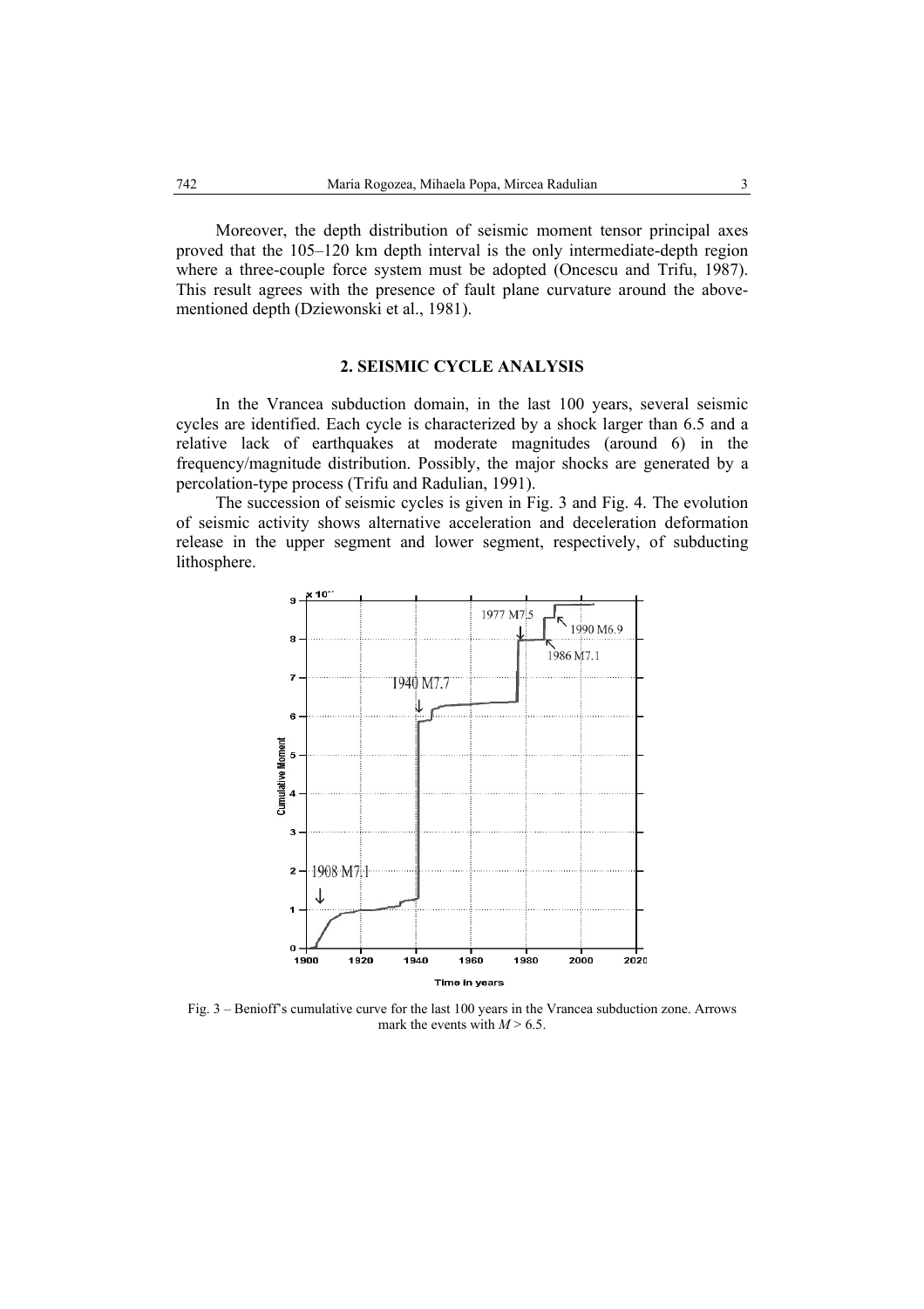Moreover, the depth distribution of seismic moment tensor principal axes proved that the 105–120 km depth interval is the only intermediate-depth region where a three-couple force system must be adopted (Oncescu and Trifu, 1987). This result agrees with the presence of fault plane curvature around the above-mentioned depth (Dziewonski et al., 1981).

## 2. SEISMIC CYCLE ANALYSIS

In the Vrancea subduction domain, in the last 100 years, several seismic cycles are identified. Each cycle is characterized by a shock larger than 6.5 and a relative lack of earthquakes at moderate magnitudes (around 6) in the frequency/magnitude distribution. Possibly, the major shocks are generated by a percolation-type process (Trifu and Radulian, 1991).

The succession of seismic cycles is given in Fig. 3 and Fig. 4. The evolution of seismic activity shows alternative acceleration and deceleration deformation release in the upper segment and lower segment, respectively, of subducting lithosphere.

Fig. 3 – Benioff's cumulative curve for the last 100 years in the Vrancea subduction zone. Arrows mark the events with $M > 6.5$.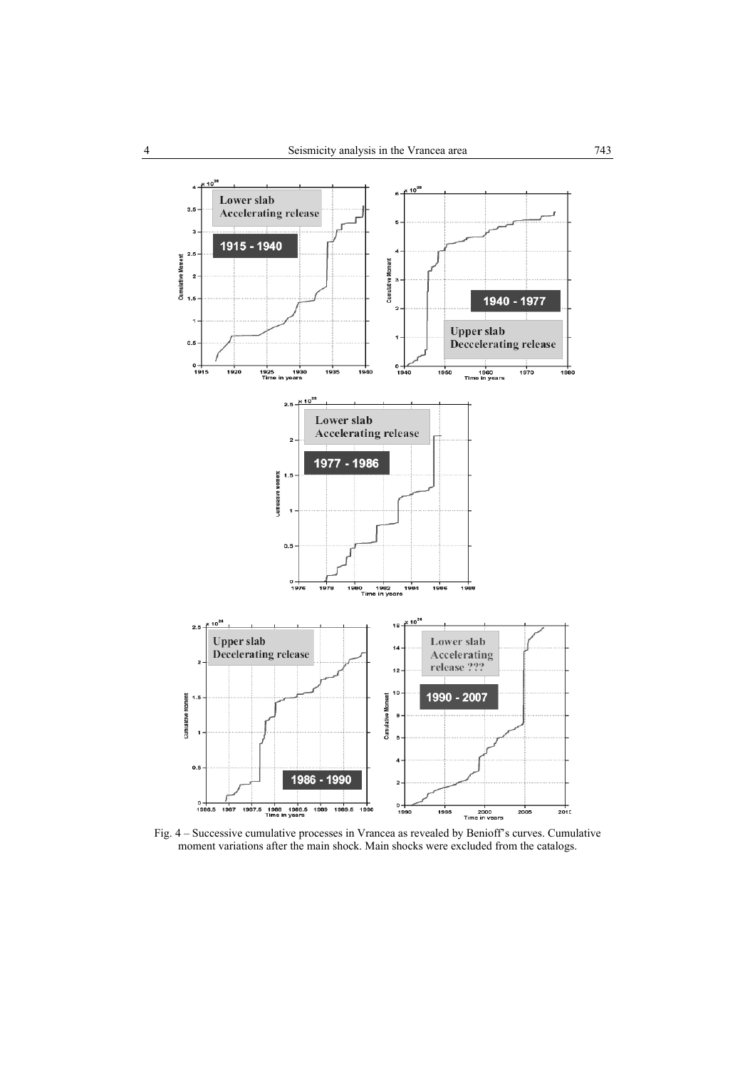Fig. 4 – Successive cumulative processes in Vrancea as revealed by Benioff's curves. Cumulative moment variations after the main shock. Main shocks were excluded from the catalogs.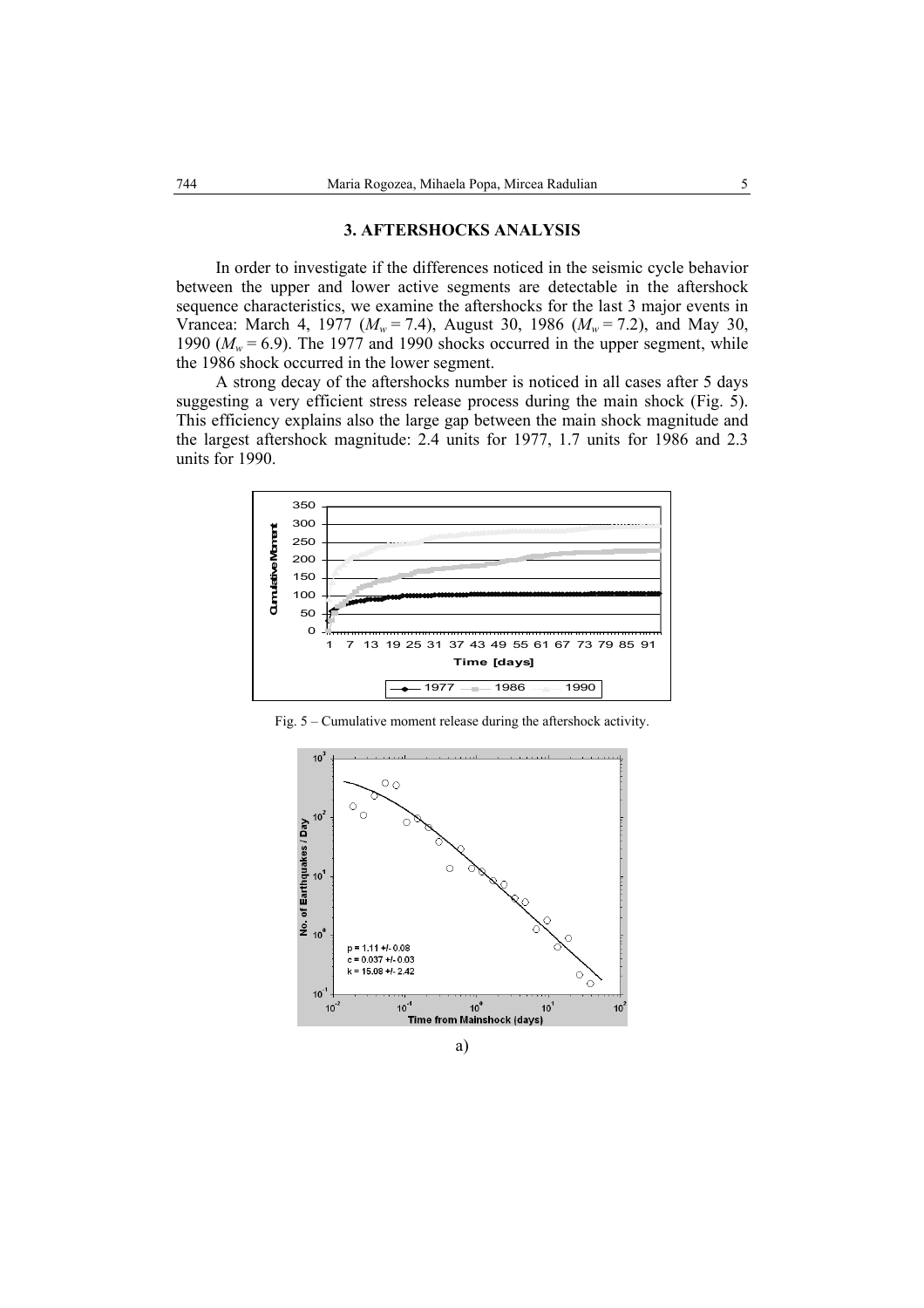## 3. AFTERSHOCKS ANALYSIS

In order to investigate if the differences noticed in the seismic cycle behavior between the upper and lower active segments are detectable in the aftershock sequence characteristics, we examine the aftershocks for the last 3 major events in Vrancea: March 4, 1977 ($M_w = 7.4$), August 30, 1986 ($M_w = 7.2$), and May 30, 1990 ($M_w = 6.9$). The 1977 and 1990 shocks occurred in the upper segment, while the 1986 shock occurred in the lower segment.

A strong decay of the aftershocks number is noticed in all cases after 5 days suggesting a very efficient stress release process during the main shock (Fig. 5). This efficiency explains also the large gap between the main shock magnitude and the largest aftershock magnitude: 2.4 units for 1977, 1.7 units for 1986 and 2.3 units for 1990.

Fig. 5 – Cumulative moment release during the aftershock activity.

a)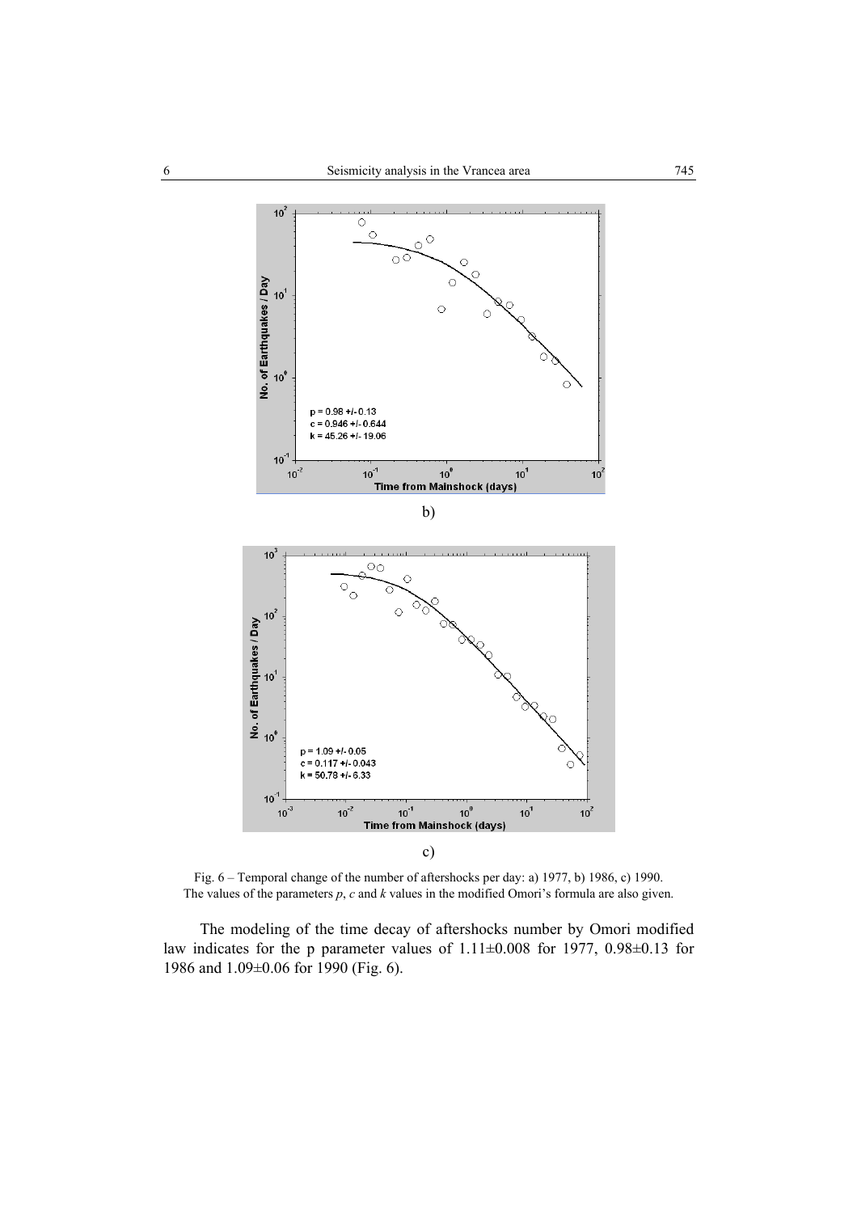b)

c)

Fig. 6 – Temporal change of the number of aftershocks per day: a) 1977, b) 1986, c) 1990. The values of the parameters *p*, *c* and *k* values in the modified Omori's formula are also given.

The modeling of the time decay of aftershocks number by Omori modified law indicates for the p parameter values of 1.11±0.008 for 1977, 0.98±0.13 for 1986 and 1.09±0.06 for 1990 (Fig. 6).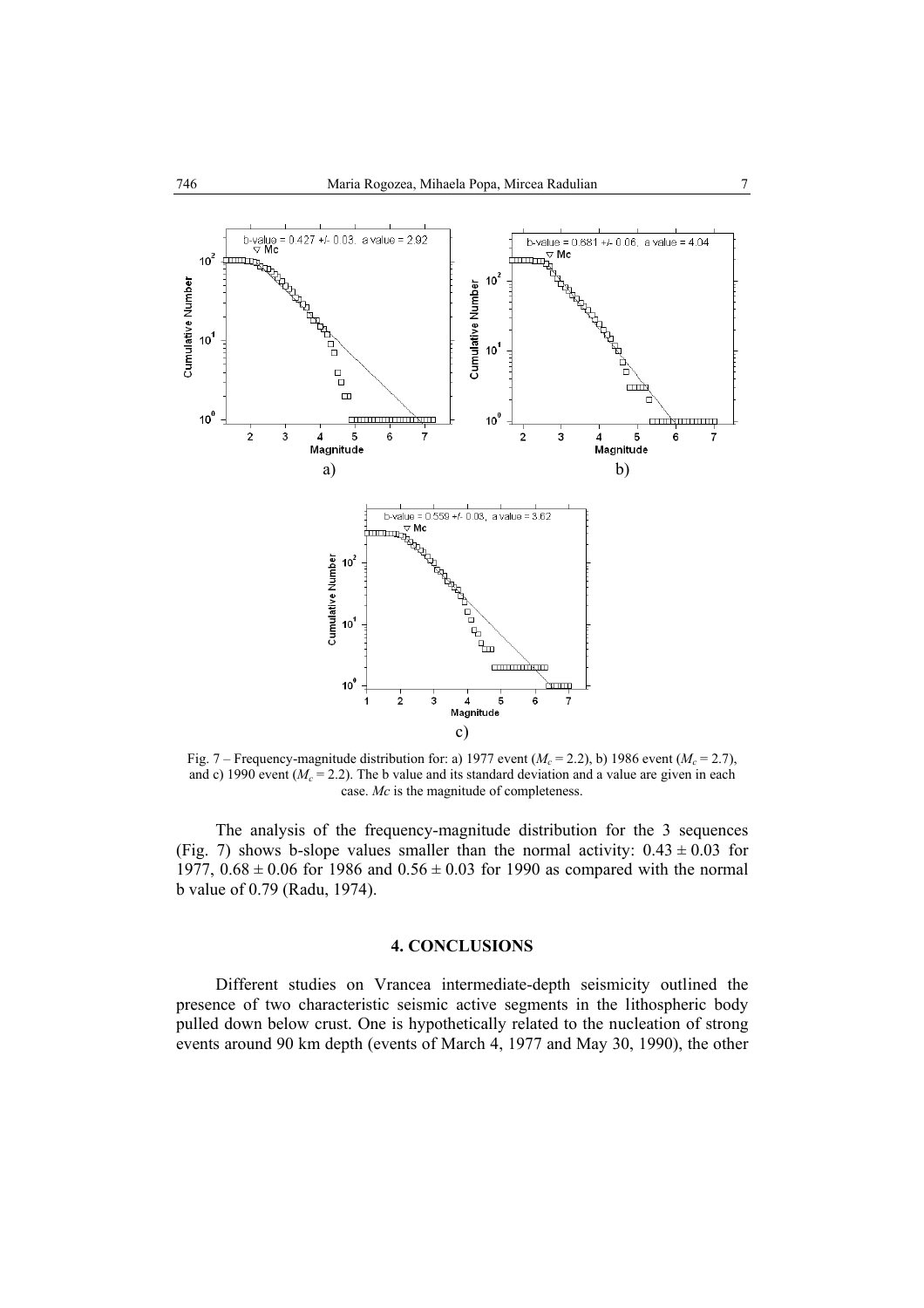Fig. 7 – Frequency-magnitude distribution for: a) 1977 event ($M_c$ = 2.2), b) 1986 event ($M_c$ = 2.7), and c) 1990 event ($M_c$ = 2.2). The b value and its standard deviation and a value are given in each case. *Mc* is the magnitude of completeness.

The analysis of the frequency-magnitude distribution for the 3 sequences (Fig. 7) shows b-slope values smaller than the normal activity: $0.43 \pm 0.03$ for 1977, $0.68 \pm 0.06$ for 1986 and $0.56 \pm 0.03$ for 1990 as compared with the normal b value of 0.79 (Radu, 1974).

## 4. CONCLUSIONS

Different studies on Vrancea intermediate-depth seismicity outlined the presence of two characteristic seismic active segments in the lithospheric body pulled down below crust. One is hypothetically related to the nucleation of strong events around 90 km depth (events of March 4, 1977 and May 30, 1990), the other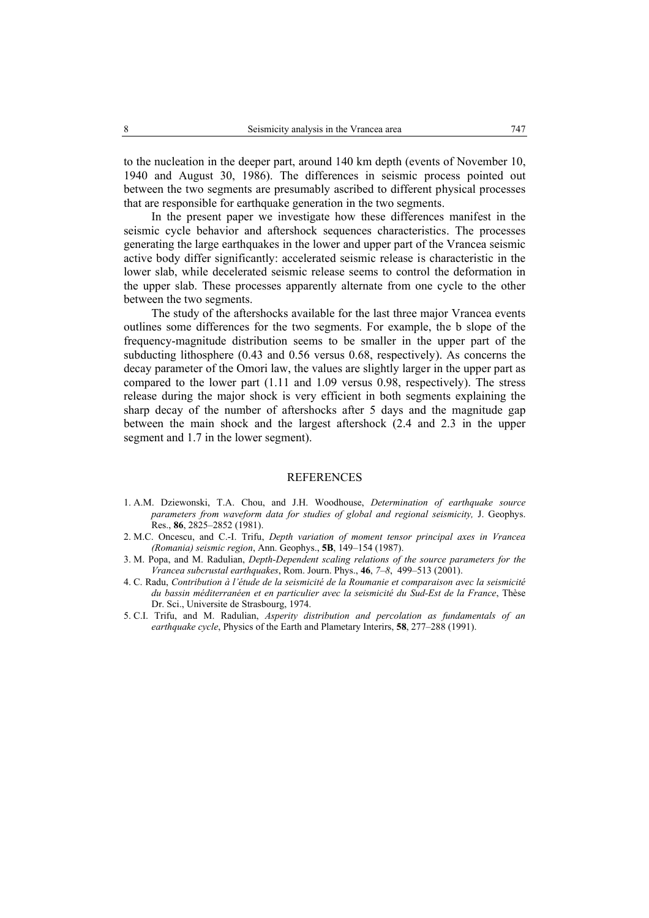to the nucleation in the deeper part, around 140 km depth (events of November 10, 1940 and August 30, 1986). The differences in seismic process pointed out between the two segments are presumably ascribed to different physical processes that are responsible for earthquake generation in the two segments.

In the present paper we investigate how these differences manifest in the seismic cycle behavior and aftershock sequences characteristics. The processes generating the large earthquakes in the lower and upper part of the Vrancea seismic active body differ significantly: accelerated seismic release is characteristic in the lower slab, while decelerated seismic release seems to control the deformation in the upper slab. These processes apparently alternate from one cycle to the other between the two segments.

The study of the aftershocks available for the last three major Vrancea events outlines some differences for the two segments. For example, the b slope of the frequency-magnitude distribution seems to be smaller in the upper part of the subducting lithosphere (0.43 and 0.56 versus 0.68, respectively). As concerns the decay parameter of the Omori law, the values are slightly larger in the upper part as compared to the lower part (1.11 and 1.09 versus 0.98, respectively). The stress release during the major shock is very efficient in both segments explaining the sharp decay of the number of aftershocks after 5 days and the magnitude gap between the main shock and the largest aftershock (2.4 and 2.3 in the upper segment and 1.7 in the lower segment).

## REFERENCES

1. A.M. Dziewonski, T.A. Chou, and J.H. Woodhouse, *Determination of earthquake source parameters from waveform data for studies of global and regional seismicity,* J. Geophys. Res., **86**, 2825–2852 (1981).
2. M.C. Oncescu, and C.-I. Trifu, *Depth variation of moment tensor principal axes in Vrancea (Romania) seismic region*, Ann. Geophys., **5B**, 149–154 (1987).
3. M. Popa, and M. Radulian, *Depth-Dependent scaling relations of the source parameters for the Vrancea subcrustal earthquakes*, Rom. Journ. Phys., **46**, *7–8*, 499–513 (2001).
4. C. Radu, *Contribution à l'étude de la seismicité de la Roumanie et comparaison avec la seismicité du bassin méditerranéen et en particulier avec la seismicité du Sud-Est de la France*, Thèse Dr. Sci., Universite de Strasbourg, 1974.
5. C.I. Trifu, and M. Radulian, *Asperity distribution and percolation as fundamentals of an earthquake cycle*, Physics of the Earth and Plametary Interirs, **58**, 277–288 (1991).